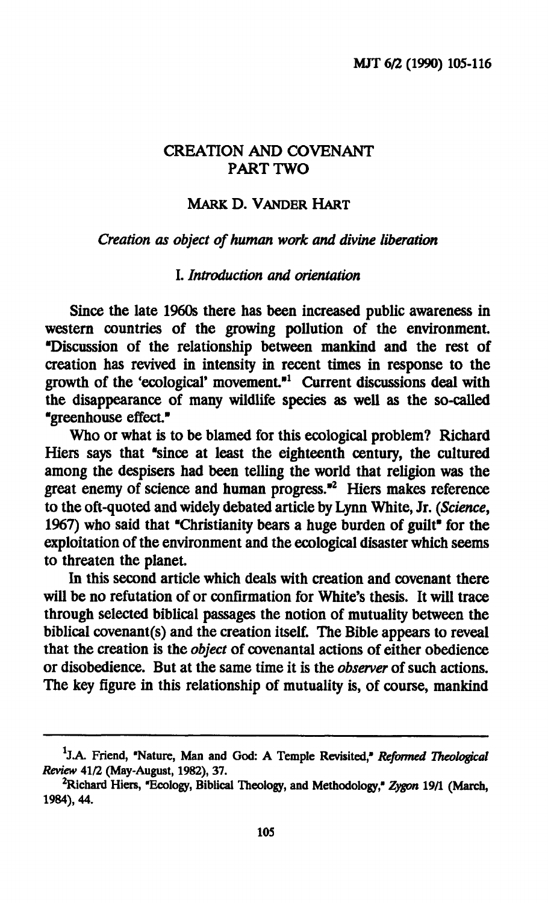# CREATION AND COVENANT PART TWO

MARK D. VANDER HART

*Creation as object of human work and divine liberation*

## I. *Introduction and orientation*

Since the late 1960s there has been increased public awareness in western countries of the growing pollution of the environment. "Discussion of the relationship between mankind and the rest of creation has revived in intensity in recent times in response to the growth of the 'ecological' movement."[1] Current discussions deal with the disappearance of many wildlife species as well as the so-called "greenhouse effect."

Who or what is to be blamed for this ecological problem? Richard Hiers says that "since at least the eighteenth century, the cultured among the despisers had been telling the world that religion was the great enemy of science and human progress."[2] Hiers makes reference to the oft-quoted and widely debated article by Lynn White, Jr. (*Science*, 1967) who said that "Christianity bears a huge burden of guilt" for the exploitation of the environment and the ecological disaster which seems to threaten the planet.

In this second article which deals with creation and covenant there will be no refutation of or confirmation for White's thesis. It will trace through selected biblical passages the notion of mutuality between the biblical covenant(s) and the creation itself. The Bible appears to reveal that the creation is the *object* of covenantal actions of either obedience or disobedience. But at the same time it is the *observer* of such actions. The key figure in this relationship of mutuality is, of course, mankind

---

[1] J.A. Friend, "Nature, Man and God: A Temple Revisited," *Reformed Theological Review* 41/2 (May-August, 1982), 37.

[2] Richard Hiers, "Ecology, Biblical Theology, and Methodology," *Zygon* 19/1 (March, 1984), 44.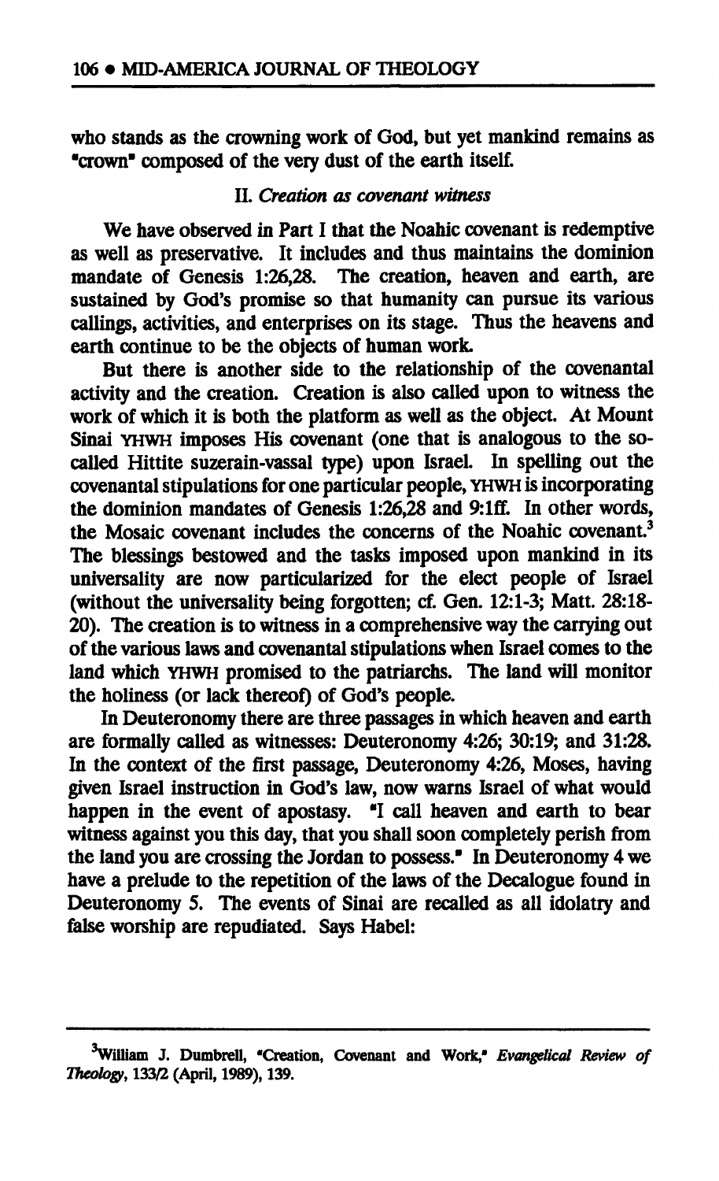who stands as the crowning work of God, but yet mankind remains as "crown" composed of the very dust of the earth itself.

### II. *Creation as covenant witness*

We have observed in Part I the Noahic covenant is redemptive as well as preservative. It includes and thus maintains the dominion mandate of Genesis 1:26,28. The creation, heaven and earth, are sustained by God's promise so that humanity can pursue its various callings, activities, and enterprises on its stage. Thus the heavens and earth continue to be the objects of human work.

But there is another side to the relationship of the covenantal activity and the creation. Creation is also called upon to witness the work of which it is both the platform as well as the object. At Mount Sinai YHWH imposes His covenant (one that is analogous to the so-called Hittite suzerain-vassal type) upon Israel. In spelling out the covenantal stipulations for one particular people, YHWH is incorporating the dominion mandates of Genesis 1:26,28 and 9:1ff. In other words, the Mosaic covenant includes the concerns of the Noahic covenant.[3] The blessings bestowed and the tasks imposed upon mankind in its universality are now particularized for the elect people of Israel (without the universality being forgotten; cf. Gen. 12:1-3; Matt. 28:18-20). The creation is to witness in a comprehensive way the carrying out of the various laws and covenantal stipulations when Israel comes to the land which YHWH promised to the patriarchs. The land will monitor the holiness (or lack thereof) of God's people.

In Deuteronomy there are three passages in which heaven and earth are formally called as witnesses: Deuteronomy 4:26; 30:19; and 31:28. In the context of the first passage, Deuteronomy 4:26, Moses, having given Israel instruction in God's law, now warns Israel of what would happen in the event of apostasy. "I call heaven and earth to bear witness against you this day, that you shall soon completely perish from the land you are crossing the Jordan to possess." In Deuteronomy 4 we have a prelude to the repetition of the laws of the Decalogue found in Deuteronomy 5. The events of Sinai are recalled as all idolatry and false worship are repudiated. Says Habel:

---

[3]William J. Dumbrell, "Creation, Covenant and Work," *Evangelical Review of Theology*, 133/2 (April, 1989), 139.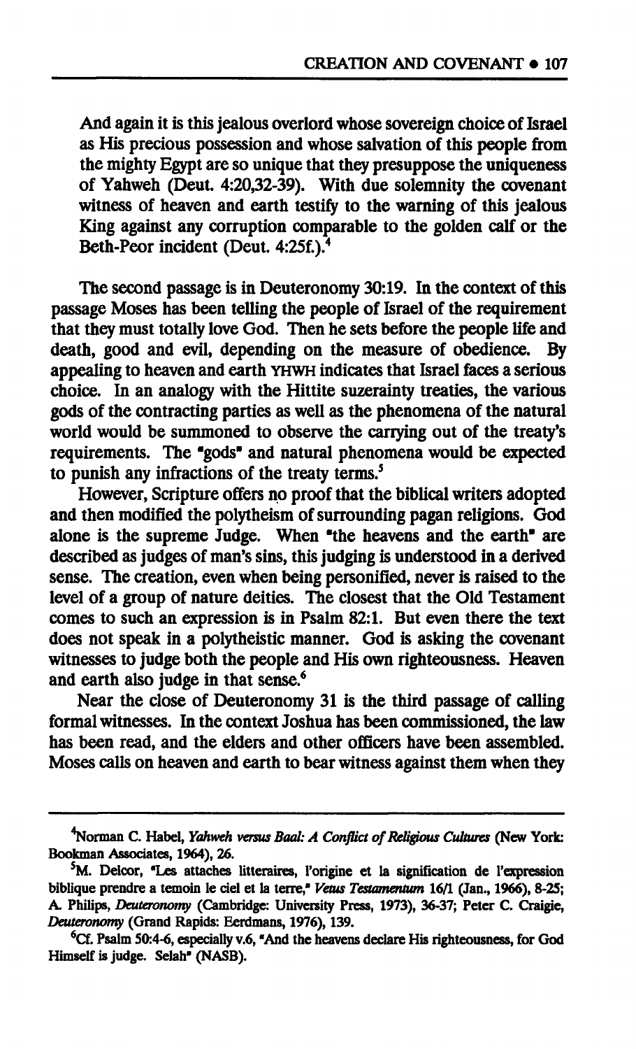And again it is this jealous overlord whose sovereign choice of Israel as His precious possession and whose salvation of this people from the mighty Egypt are so unique that they presuppose the uniqueness of Yahweh (Deut. 4:20,32-39). With due solemnity the covenant witness of heaven and earth testify to the warning of this jealous King against any corruption comparable to the golden calf or the Beth-Peor incident (Deut. 4:25f.).[4]

The second passage is in Deuteronomy 30:19. In the context of this passage Moses has been telling the people of Israel of the requirement that they must totally love God. Then he sets before the people life and death, good and evil, depending on the measure of obedience. By appealing to heaven and earth YHWH indicates that Israel faces a serious choice. In an analogy with the Hittite suzerainty treaties, the various gods of the contracting parties as well as the phenomena of the natural world would be summoned to observe the carrying out of the treaty's requirements. The "gods" and natural phenomena would be expected to punish any infractions of the treaty terms.[5]

However, Scripture offers no proof that the biblical writers adopted and then modified the polytheism of surrounding pagan religions. God alone is the supreme Judge. When "the heavens and the earth" are described as judges of man's sins, this judging is understood in a derived sense. The creation, even when being personified, never is raised to the level of a group of nature deities. The closest that the Old Testament comes to such an expression is in Psalm 82:1. But even there the text does not speak in a polytheistic manner. God is asking the covenant witnesses to judge both the people and His own righteousness. Heaven and earth also judge in that sense.[6]

Near the close of Deuteronomy 31 is the third passage of calling formal witnesses. In the context Joshua has been commissioned, the law has been read, and the elders and other officers have been assembled. Moses calls on heaven and earth to bear witness against them when they

---

[4] Norman C. Habel, *Yahweh versus Baal: A Conflict of Religious Cultures* (New York: Bookman Associates, 1964), 26.

[5] M. Delcor, "Les attaches litteraires, l'origine et la signification de l'expression biblique prendre a temoin le ciel et la terre," *Vetus Testamentum* 16/1 (Jan., 1966), 8-25; A. Philips, *Deuteronomy* (Cambridge: University Press, 1973), 36-37; Peter C. Craigie, *Deuteronomy* (Grand Rapids: Eerdmans, 1976), 139.

[6] Cf. Psalm 50:4-6, especially v.6, "And the heavens declare His righteousness, for God Himself is judge. Selah" (NASB).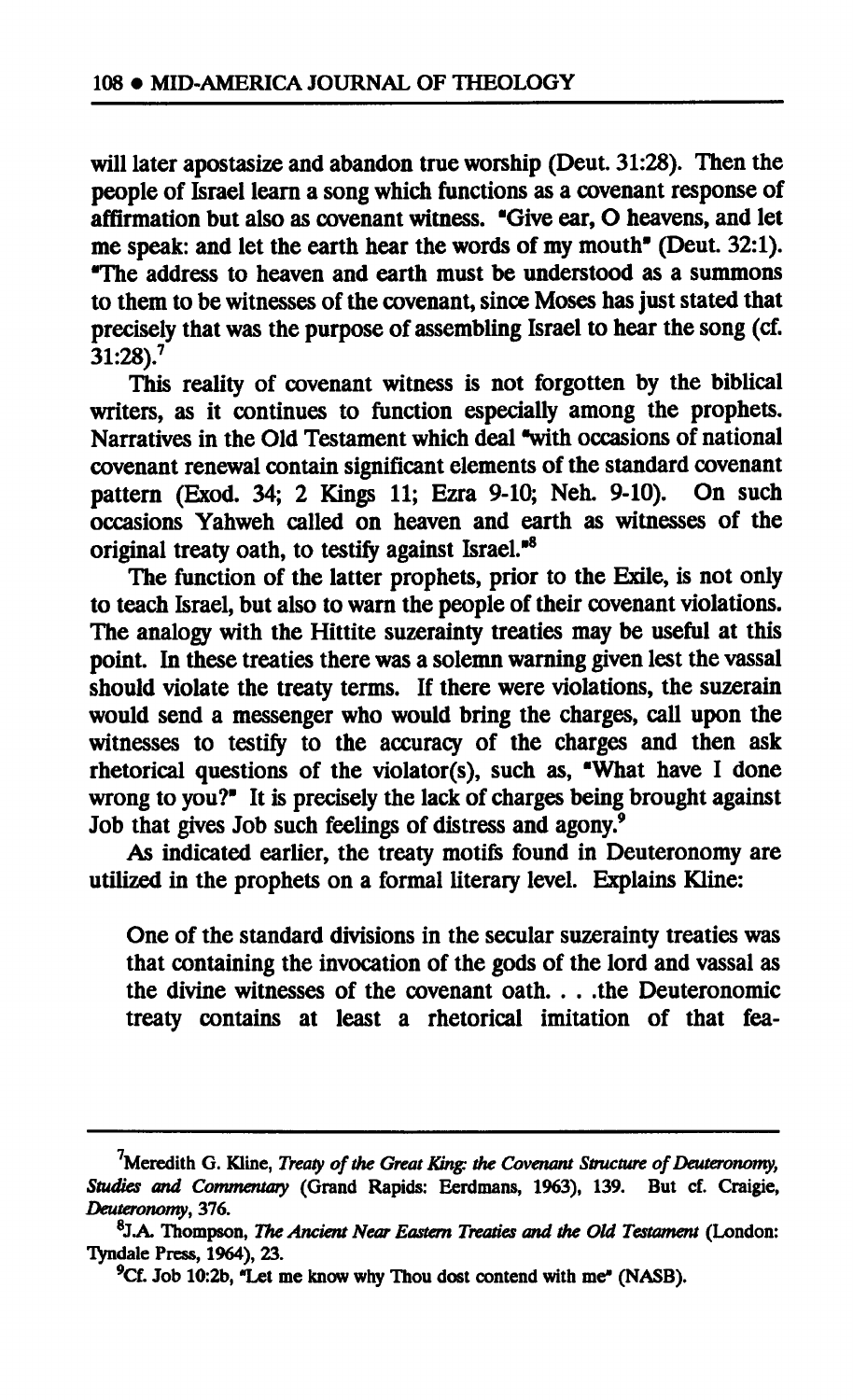will later apostasize and abandon true worship (Deut. 31:28). Then the people of Israel learn a song which functions as a covenant response of affirmation but also as covenant witness. "Give ear, O heavens, and let me speak: and let the earth hear the words of my mouth" (Deut. 32:1). "The address to heaven and earth must be understood as a summons to them to be witnesses of the covenant, since Moses has just stated that precisely that was the purpose of assembling Israel to hear the song (cf. 31:28).[7]

This reality of covenant witness is not forgotten by the biblical writers, as it continues to function especially among the prophets. Narratives in the Old Testament which deal "with occasions of national covenant renewal contain significant elements of the standard covenant pattern (Exod. 34; 2 Kings 11; Ezra 9-10; Neh. 9-10). On such occasions Yahweh called on heaven and earth as witnesses of the original treaty oath, to testify against Israel."[8]

The function of the latter prophets, prior to the Exile, is not only to teach Israel, but also to warn the people of their covenant violations. The analogy with the Hittite suzerainty treaties may be useful at this point. In these treaties there was a solemn warning given lest the vassal should violate the treaty terms. If there were violations, the suzerain would send a messenger who would bring the charges, call upon the witnesses to testify to the accuracy of the charges and then ask rhetorical questions of the violator(s), such as, "What have I done wrong to you?" It is precisely the lack of charges being brought against Job that gives Job such feelings of distress and agony.[9]

As indicated earlier, the treaty motifs found in Deuteronomy are utilized in the prophets on a formal literary level. Explains Kline:

> One of the standard divisions in the secular suzerainty treaties was that containing the invocation of the gods of the lord and vassal as the divine witnesses of the covenant oath. . . .the Deuteronomic treaty contains at least a rhetorical imitation of that fea-

---

[7]Meredith G. Kline, *Treaty of the Great King: the Covenant Structure of Deuteronomy, Studies and Commentary* (Grand Rapids: Eerdmans, 1963), 139. But cf. Craigie, *Deuteronomy*, 376.

[8]J.A. Thompson, *The Ancient Near Eastern Treaties and the Old Testament* (London: Tyndale Press, 1964), 23.

[9]Cf. Job 10:2b, "Let me know why Thou dost contend with me" (NASB).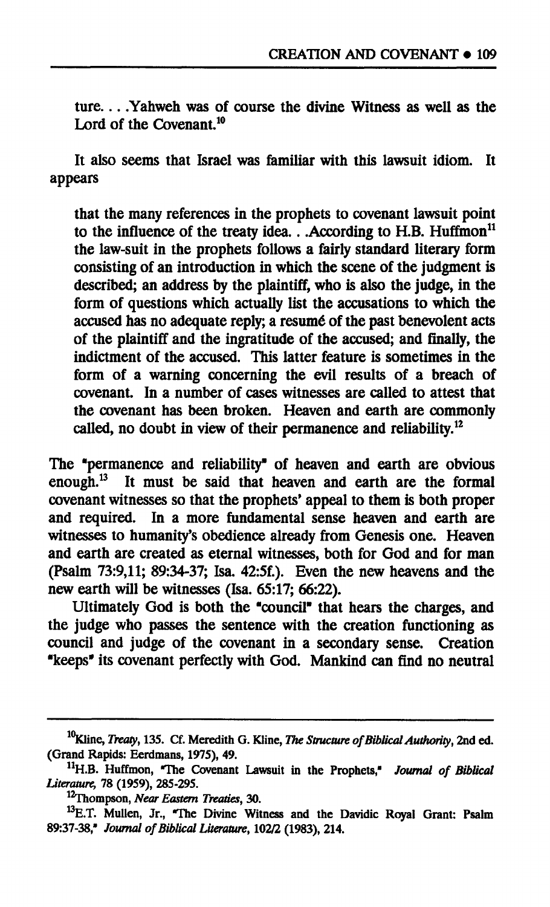> ture. . . .Yahweh was of course the divine Witness as well as the Lord of the Covenant.[10]

It also seems that Israel was familiar with this lawsuit idiom. It appears

> that the many references in the prophets to covenant lawsuit point to the influence of the treaty idea. . .According to H.B. Huffmon[11] the law-suit in the prophets follows a fairly standard literary form consisting of an introduction in which the scene of the judgment is described; an address by the plaintiff, who is also the judge, in the form of questions which actually list the accusations to which the accused has no adequate reply; a resumé of the past benevolent acts of the plaintiff and the ingratitude of the accused; and finally, the indictment of the accused. This latter feature is sometimes in the form of a warning concerning the evil results of a breach of covenant. In a number of cases witnesses are called to attest that the covenant has been broken. Heaven and earth are commonly called, no doubt in view of their permanence and reliability.[12]

The "permanence and reliability" of heaven and earth are obvious enough.[13] It must be said that heaven and earth are the formal covenant witnesses so that the prophets' appeal to them is both proper and required. In a more fundamental sense heaven and earth are witnesses to humanity's obedience already from Genesis one. Heaven and earth are created as eternal witnesses, both for God and for man (Psalm 73:9,11; 89:34-37; Isa. 42:5f.). Even the new heavens and the new earth will be witnesses (Isa. 65:17; 66:22).

Ultimately God is both the "council" that hears the charges, and the judge who passes the sentence with the creation functioning as council and judge of the covenant in a secondary sense. Creation "keeps" its covenant perfectly with God. Mankind can find no neutral

---

[10] Kline, *Treaty*, 135. Cf. Meredith G. Kline, *The Structure of Biblical Authority*, 2nd ed. (Grand Rapids: Eerdmans, 1975), 49.

[11] H.B. Huffmon, "The Covenant Lawsuit in the Prophets," *Journal of Biblical Literature*, 78 (1959), 285-295.

[12] Thompson, *Near Eastern Treaties*, 30.

[13] E.T. Mullen, Jr., "The Divine Witness and the Davidic Royal Grant: Psalm 89:37-38," *Journal of Biblical Literature*, 102/2 (1983), 214.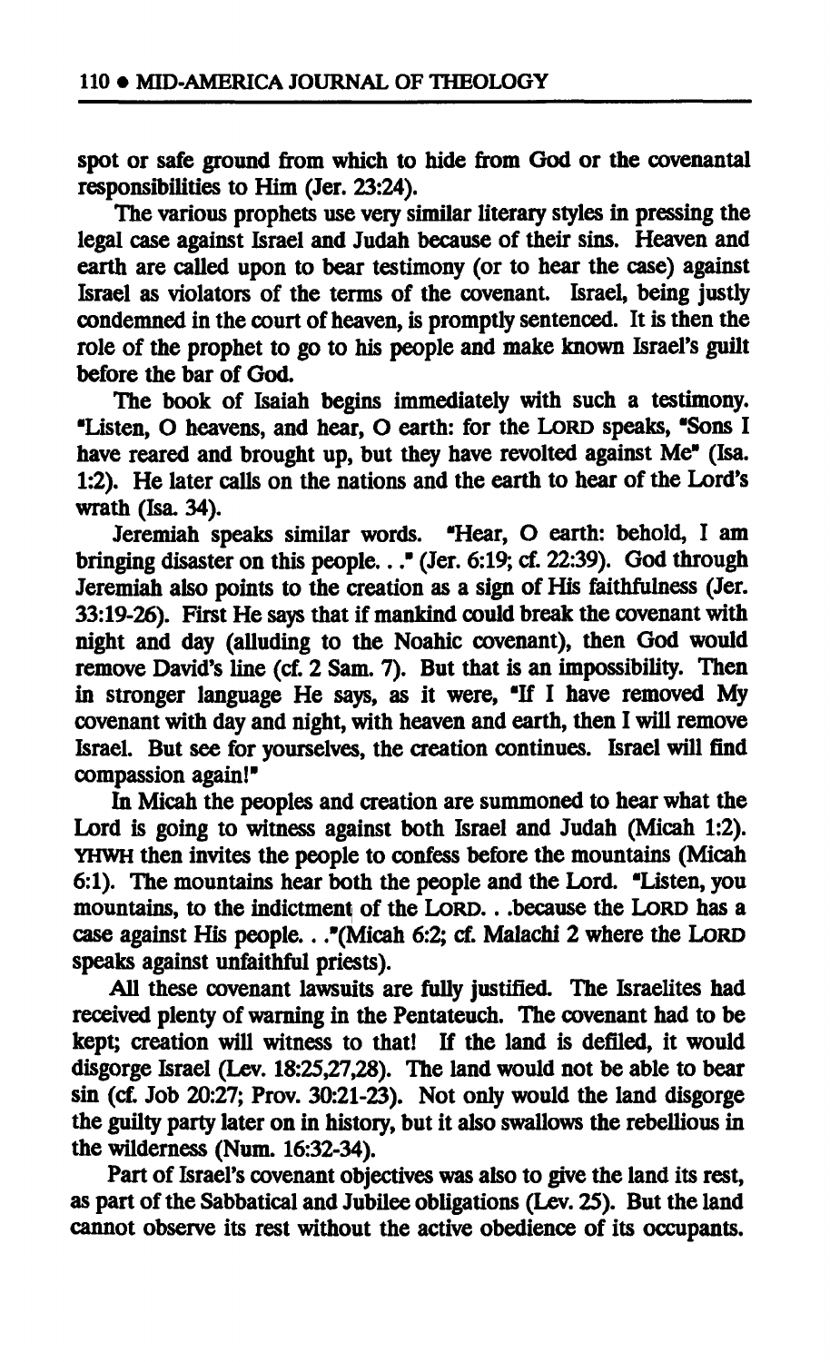spot or safe ground from which to hide from God or the covenantal responsibilities to Him (Jer. 23:24).

The various prophets use very similar literary styles in pressing the legal case against Israel and Judah because of their sins. Heaven and earth are called upon to bear testimony (or to hear the case) against Israel as violators of the terms of the covenant. Israel, being justly condemned in the court of heaven, is promptly sentenced. It is then the role of the prophet to go to his people and make known Israel's guilt before the bar of God.

The book of Isaiah begins immediately with such a testimony. "Listen, O heavens, and hear, O earth: for the LORD speaks, "Sons I have reared and brought up, but they have revolted against Me" (Isa. 1:2). He later calls on the nations and the earth to hear of the Lord's wrath (Isa. 34).

Jeremiah speaks similar words. "Hear, O earth: behold, I am bringing disaster on this people. . ." (Jer. 6:19; cf. 22:39). God through Jeremiah also points to the creation as a sign of His faithfulness (Jer. 33:19-26). First He says that if mankind could break the covenant with night and day (alluding to the Noahic covenant), then God would remove David's line (cf. 2 Sam. 7). But that is an impossibility. Then in stronger language He says, as it were, "If I have removed My covenant with day and night, with heaven and earth, then I will remove Israel. But see for yourselves, the creation continues. Israel will find compassion again!"

In Micah the peoples and creation are summoned to hear what the Lord is going to witness against both Israel and Judah (Micah 1:2). YHWH then invites the people to confess before the mountains (Micah 6:1). The mountains hear both the people and the Lord. "Listen, you mountains, to the indictment of the LORD. . .because the LORD has a case against His people. . ."(Micah 6:2; cf. Malachi 2 where the LORD speaks against unfaithful priests).

All these covenant lawsuits are fully justified. The Israelites had received plenty of warning in the Pentateuch. The covenant had to be kept; creation will witness to that! If the land is defiled, it would disgorge Israel (Lev. 18:25,27,28). The land would not be able to bear sin (cf. Job 20:27; Prov. 30:21-23). Not only would the land disgorge the guilty party later on in history, but it also swallows the rebellious in the wilderness (Num. 16:32-34).

Part of Israel's covenant objectives was also to give the land its rest, as part of the Sabbatical and Jubilee obligations (Lev. 25). But the land cannot observe its rest without the active obedience of its occupants.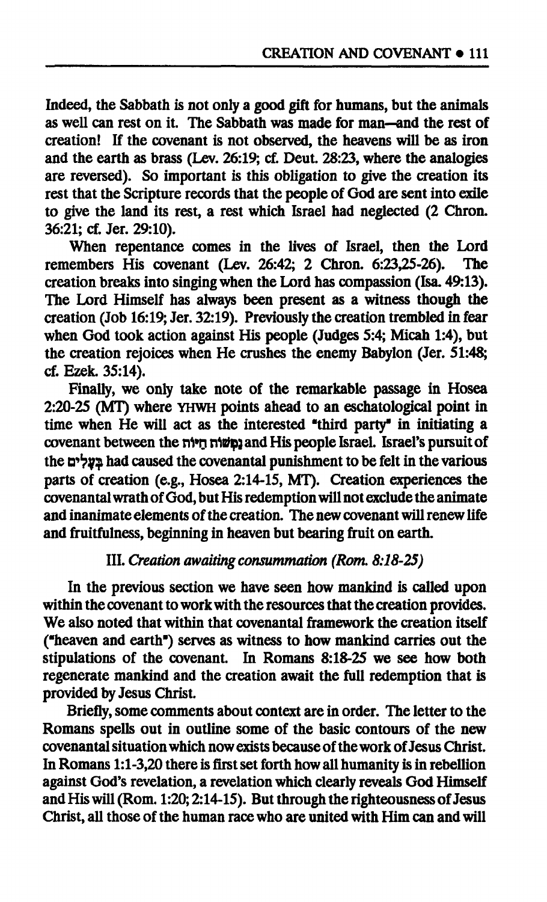Indeed, the Sabbath is not only a good gift for humans, but the animals as well can rest on it. The Sabbath was made for man—and the rest of creation! If the covenant is not observed, the heavens will be as iron and the earth as brass (Lev. 26:19; cf. Deut. 28:23, where the analogies are reversed). So important is this obligation to give the creation its rest that the Scripture records that the people of God are sent into exile to give the land its rest, a rest which Israel had neglected (2 Chron. 36:21; cf. Jer. 29:10).

When repentance comes in the lives of Israel, then the Lord remembers His covenant (Lev. 26:42; 2 Chron. 6:23,25-26). The creation breaks into singing when the Lord has compassion (Isa. 49:13). The Lord Himself has always been present as a witness though the creation (Job 16:19; Jer. 32:19). Previously the creation trembled in fear when God took action against His people (Judges 5:4; Micah 1:4), but the creation rejoices when He crushes the enemy Babylon (Jer. 51:48; cf. Ezek. 35:14).

Finally, we only take note of the remarkable passage in Hosea 2:20-25 (MT) where YHWH points ahead to an eschatological point in time when He will act as the interested "third party" in initiating a covenant between the נִקְמוֹת חַיּוֹת and His people Israel. Israel's pursuit of the בְּעָלִים had caused the covenantal punishment to be felt in the various parts of creation (e.g., Hosea 2:14-15, MT). Creation experiences the covenantal wrath of God, but His redemption will not exclude the animate and inanimate elements of the creation. The new covenant will renew life and fruitfulness, beginning in heaven but bearing fruit on earth.

### III. *Creation awaiting consummation (Rom. 8:18-25)*

In the previous section we have seen how mankind is called upon within the covenant to work with the resources that the creation provides. We also noted that within that covenantal framework the creation itself ("heaven and earth") serves as witness to how mankind carries out the stipulations of the covenant. In Romans 8:18-25 we see how both regenerate mankind and the creation await the full redemption that is provided by Jesus Christ.

Briefly, some comments about context are in order. The letter to the Romans spells out in outline some of the basic contours of the new covenantal situation which now exists because of the work of Jesus Christ. In Romans 1:1-3,20 there is first set forth how all humanity is in rebellion against God's revelation, a revelation which clearly reveals God Himself and His will (Rom. 1:20; 2:14-15). But through the righteousness of Jesus Christ, all those of the human race who are united with Him can and will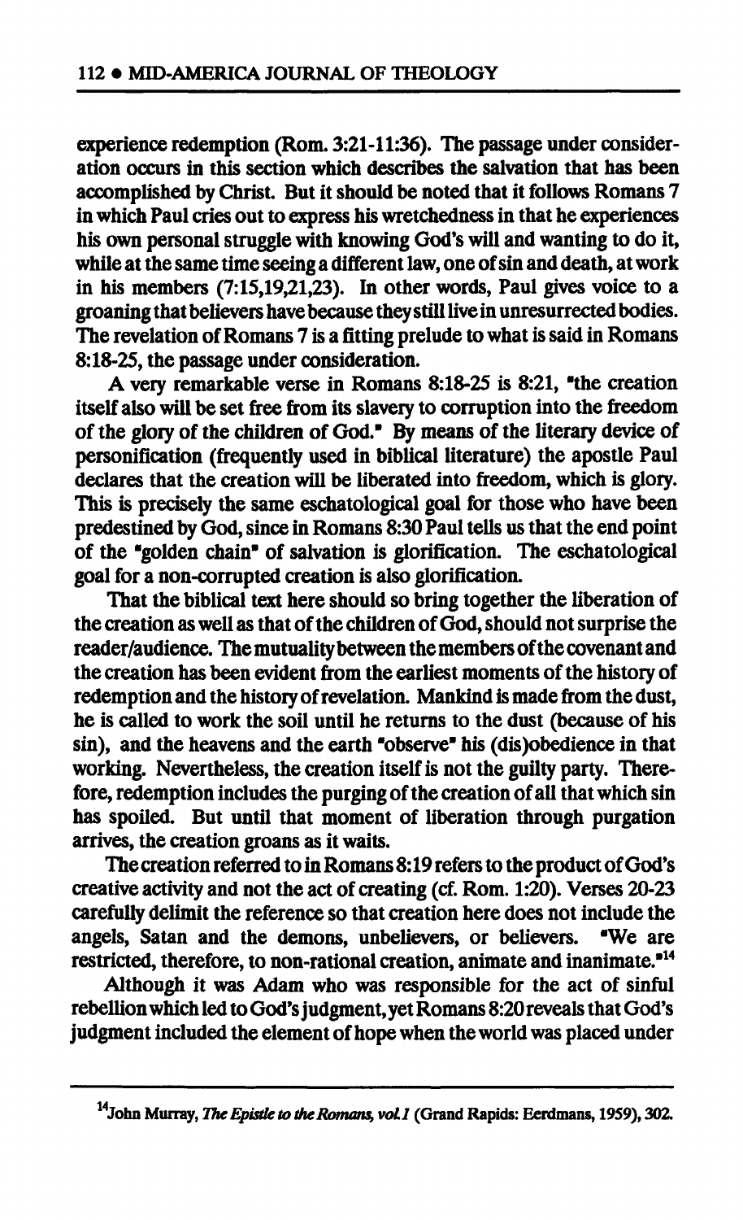experience redemption (Rom. 3:21-11:36). The passage under consideration occurs in this section which describes the salvation that has been accomplished by Christ. But it should be noted that it follows Romans 7 in which Paul cries out to express his wretchedness in that he experiences his own personal struggle with knowing God's will and wanting to do it, while at the same time seeing a different law, one of sin and death, at work in his members (7:15,19,21,23). In other words, Paul gives voice to a groaning that believers have because they still live in unresurrected bodies. The revelation of Romans 7 is a fitting prelude to what is said in Romans 8:18-25, the passage under consideration.

A very remarkable verse in Romans 8:18-25 is 8:21, "the creation itself also will be set free from its slavery to corruption into the freedom of the glory of the children of God." By means of the literary device of personification (frequently used in biblical literature) the apostle Paul declares that the creation will be liberated into freedom, which is glory. This is precisely the same eschatological goal for those who have been predestined by God, since in Romans 8:30 Paul tells us that the end point of the "golden chain" of salvation is glorification. The eschatological goal for a non-corrupted creation is also glorification.

That the biblical text here should so bring together the liberation of the creation as well as that of the children of God, should not surprise the reader/audience. The mutuality between the members of the covenant and the creation has been evident from the earliest moments of the history of redemption and the history of revelation. Mankind is made from the dust, he is called to work the soil until he returns to the dust (because of his sin), and the heavens and the earth "observe" his (dis)obedience in that working. Nevertheless, the creation itself is not the guilty party. Therefore, redemption includes the purging of the creation of all that which sin has spoiled. But until that moment of liberation through purgation arrives, the creation groans as it waits.

The creation referred to in Romans 8:19 refers to the product of God's creative activity and not the act of creating (cf. Rom. 1:20). Verses 20-23 carefully delimit the reference so that creation here does not include the angels, Satan and the demons, unbelievers, or believers. "We are restricted, therefore, to non-rational creation, animate and inanimate."[14]

Although it was Adam who was responsible for the act of sinful rebellion which led to God's judgment, yet Romans 8:20 reveals that God's judgment included the element of hope when the world was placed under

---

[14]John Murray, *The Epistle to the Romans, vol.1* (Grand Rapids: Eerdmans, 1959), 302.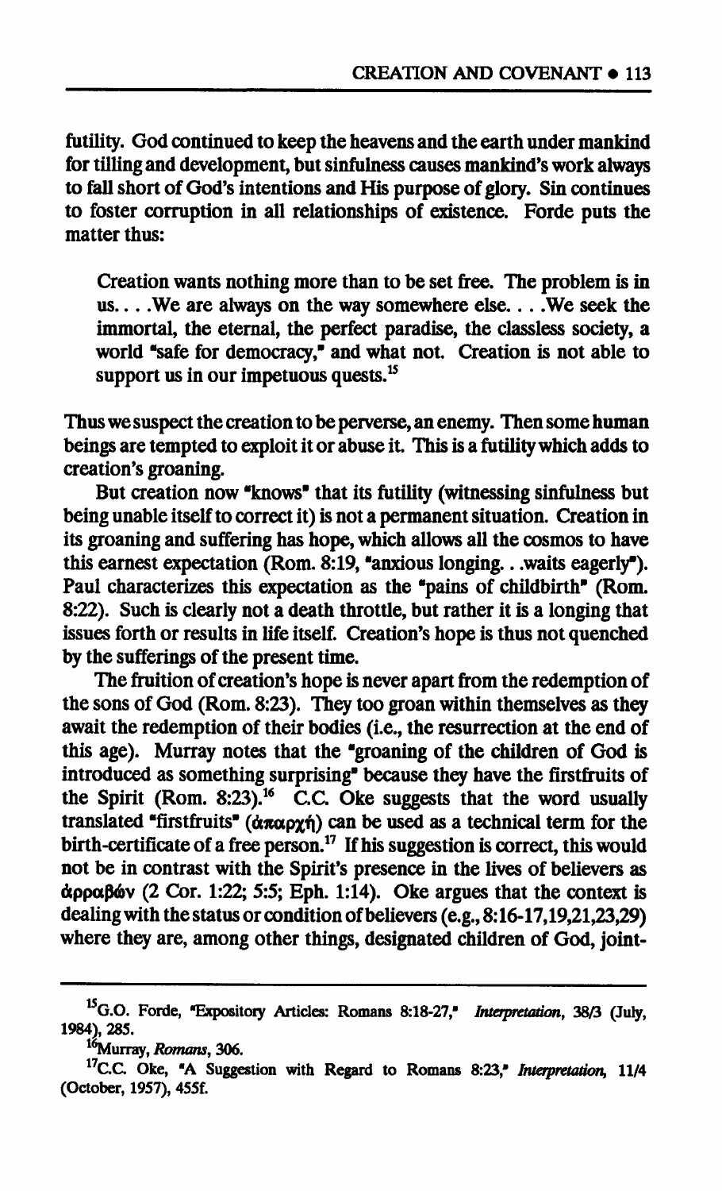futility. God continued to keep the heavens and the earth under mankind for tilling and development, but sinfulness causes mankind's work always to fall short of God's intentions and His purpose of glory. Sin continues to foster corruption in all relationships of existence. Forde puts the matter thus:

> Creation wants nothing more than to be set free. The problem is in us. . . .We are always on the way somewhere else. . . .We seek the immortal, the eternal, the perfect paradise, the classless society, a world "safe for democracy," and what not. Creation is not able to support us in our impetuous quests.[15]

Thus we suspect the creation to be perverse, an enemy. Then some human beings are tempted to exploit it or abuse it. This is a futility which adds to creation's groaning.

But creation now "knows" that its futility (witnessing sinfulness but being unable itself to correct it) is not a permanent situation. Creation in its groaning and suffering has hope, which allows all the cosmos to have this earnest expectation (Rom. 8:19, "anxious longing. . .waits eagerly"). Paul characterizes this expectation as the "pains of childbirth" (Rom. 8:22). Such is clearly not a death throttle, but rather it is a longing that issues forth or results in life itself. Creation's hope is thus not quenched by the sufferings of the present time.

The fruition of creation's hope is never apart from the redemption of the sons of God (Rom. 8:23). They too groan within themselves as they await the redemption of their bodies (i.e., the resurrection at the end of this age). Murray notes that the "groaning of the children of God is introduced as something surprising" because they have the firstfruits of the Spirit (Rom. 8:23).[16] C.C. Oke suggests that the word usually translated "firstfruits" (ἀπαρχή) can be used as a technical term for the birth-certificate of a free person.[17] If his suggestion is correct, this would not be in contrast with the Spirit's presence in the lives of believers as ἀρραβών (2 Cor. 1:22; 5:5; Eph. 1:14). Oke argues that the context is dealing with the status or condition of believers (e.g., 8:16-17,19,21,23,29) where they are, among other things, designated children of God, joint-

---

[15] G.O. Forde, "Expository Articles: Romans 8:18-27," *Interpretation*, 38/3 (July, 1984), 285.

[16] Murray, *Romans*, 306.

[17] C.C. Oke, "A Suggestion with Regard to Romans 8:23," *Interpretation*, 11/4 (October, 1957), 455f.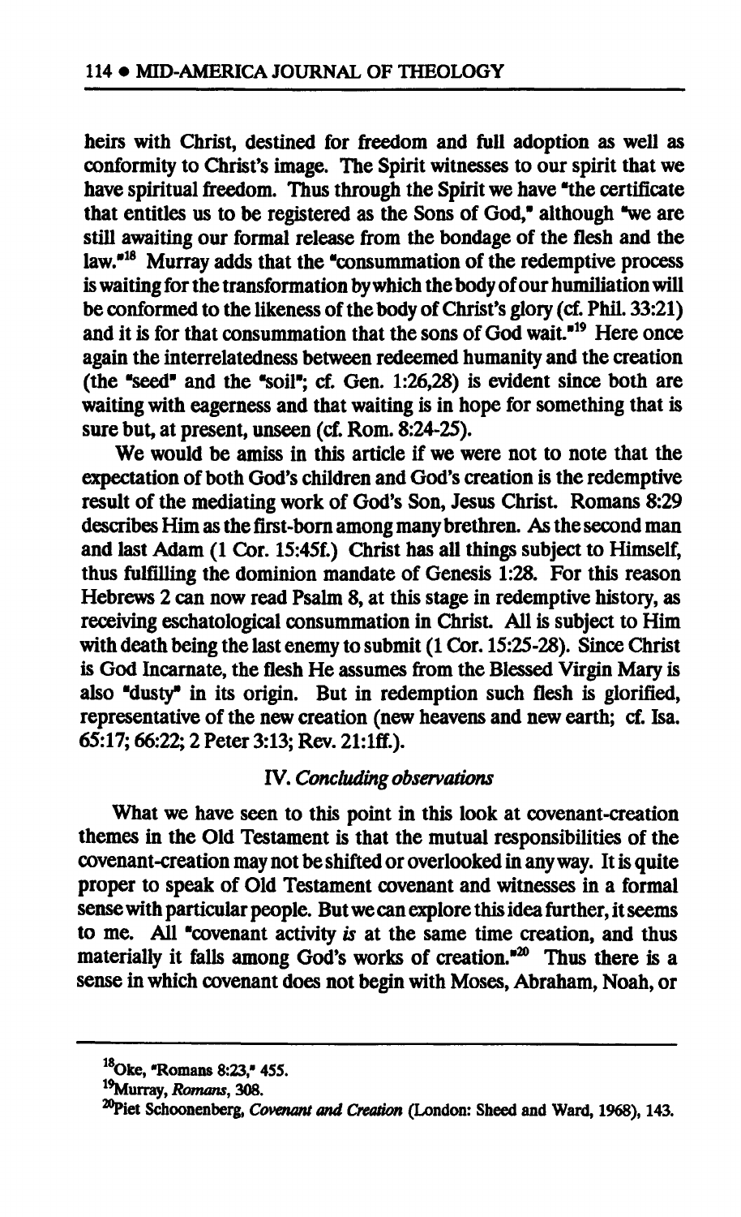heirs with Christ, destined for freedom and full adoption as well as conformity to Christ's image. The Spirit witnesses to our spirit that we have spiritual freedom. Thus through the Spirit we have "the certificate that entitles us to be registered as the Sons of God," although "we are still awaiting our formal release from the bondage of the flesh and the law."[18] Murray adds that the "consummation of the redemptive process is waiting for the transformation by which the body of our humiliation will be conformed to the likeness of the body of Christ's glory (cf. Phil. 33:21) and it is for that consummation that the sons of God wait."[19] Here once again the interrelatedness between redeemed humanity and the creation (the "seed" and the "soil"; cf. Gen. 1:26,28) is evident since both are waiting with eagerness and that waiting is in hope for something that is sure but, at present, unseen (cf. Rom. 8:24-25).

We would be amiss in this article if we were not to note that the expectation of both God's children and God's creation is the redemptive result of the mediating work of God's Son, Jesus Christ. Romans 8:29 describes Him as the first-born among many brethren. As the second man and last Adam (1 Cor. 15:45f.) Christ has all things subject to Himself, thus fulfilling the dominion mandate of Genesis 1:28. For this reason Hebrews 2 can now read Psalm 8, at this stage in redemptive history, as receiving eschatological consummation in Christ. All is subject to Him with death being the last enemy to submit (1 Cor. 15:25-28). Since Christ is God Incarnate, the flesh He assumes from the Blessed Virgin Mary is also "dusty" in its origin. But in redemption such flesh is glorified, representative of the new creation (new heavens and new earth; cf. Isa. 65:17; 66:22; 2 Peter 3:13; Rev. 21:1ff.).

## IV. *Concluding observations*

What we have seen to this point in this look at covenant-creation themes in the Old Testament is that the mutual responsibilities of the covenant-creation may not be shifted or overlooked in any way. It is quite proper to speak of Old Testament covenant and witnesses in a formal sense with particular people. But we can explore this idea further, it seems to me. All "covenant activity *is* at the same time creation, and thus materially it falls among God's works of creation."[20] Thus there is a sense in which covenant does not begin with Moses, Abraham, Noah, or

---

[18] Oke, "Romans 8:23," 455.

[19] Murray, *Romans*, 308.

[20] Piet Schoonenberg, *Covenant and Creation* (London: Sheed and Ward, 1968), 143.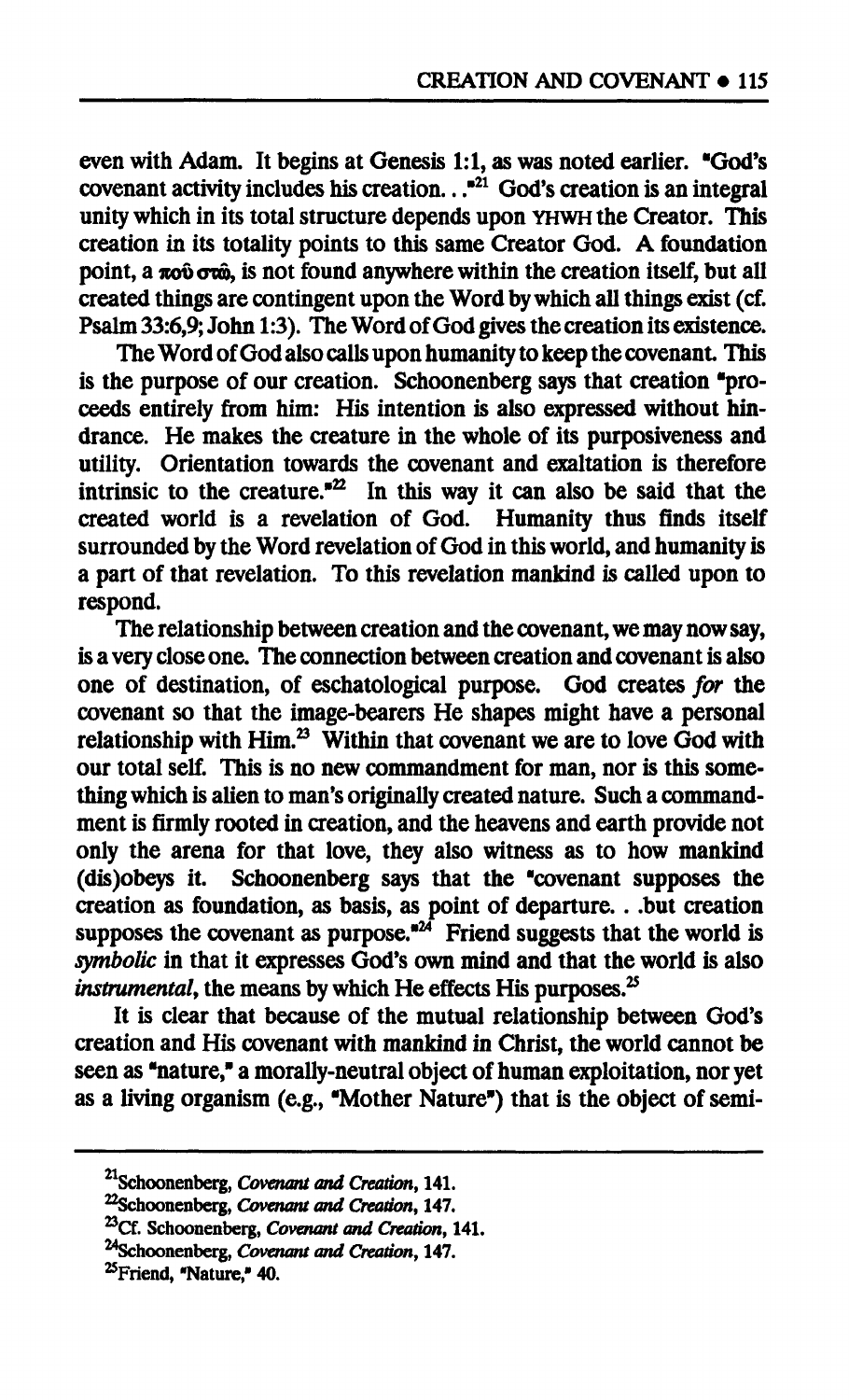even with Adam. It begins at Genesis 1:1, as was noted earlier. "God's covenant activity includes his creation. . ."[21] God's creation is an integral unity which in its total structure depends upon YHWH the Creator. This creation in its totality points to this same Creator God. A foundation point, a ποῦ στῶ, is not found anywhere within the creation itself, but all created things are contingent upon the Word by which all things exist (cf. Psalm 33:6,9; John 1:3). The Word of God gives the creation its existence.

The Word of God also calls upon humanity to keep the covenant. This is the purpose of our creation. Schoonenberg says that creation "proceeds entirely from him: His intention is also expressed without hindrance. He makes the creature in the whole of its purposiveness and utility. Orientation towards the covenant and exaltation is therefore intrinsic to the creature."[22] In this way it can also be said that the created world is a revelation of God. Humanity thus finds itself surrounded by the Word revelation of God in this world, and humanity is a part of that revelation. To this revelation mankind is called upon to respond.

The relationship between creation and the covenant, we may now say, is a very close one. The connection between creation and covenant is also one of destination, of eschatological purpose. God creates *for* the covenant so that the image-bearers He shapes might have a personal relationship with Him.[23] Within that covenant we are to love God with our total self. This is no new commandment for man, nor is this something which is alien to man's originally created nature. Such a commandment is firmly rooted in creation, and the heavens and earth provide not only the arena for that love, they also witness as to how mankind (dis)obeys it. Schoonenberg says that the "covenant supposes the creation as foundation, as basis, as point of departure. . .but creation supposes the covenant as purpose."[24] Friend suggests that the world is *symbolic* in that it expresses God's own mind and that the world is also *instrumental*, the means by which He effects His purposes.[25]

It is clear that because of the mutual relationship between God's creation and His covenant with mankind in Christ, the world cannot be seen as "nature," a morally-neutral object of human exploitation, nor yet as a living organism (e.g., "Mother Nature") that is the object of semi-

---

[21]Schoonenberg, *Covenant and Creation*, 141.

[22]Schoonenberg, *Covenant and Creation*, 147.

[23]Cf. Schoonenberg, *Covenant and Creation*, 141.

[24]Schoonenberg, *Covenant and Creation*, 147.

[25]Friend, "Nature," 40.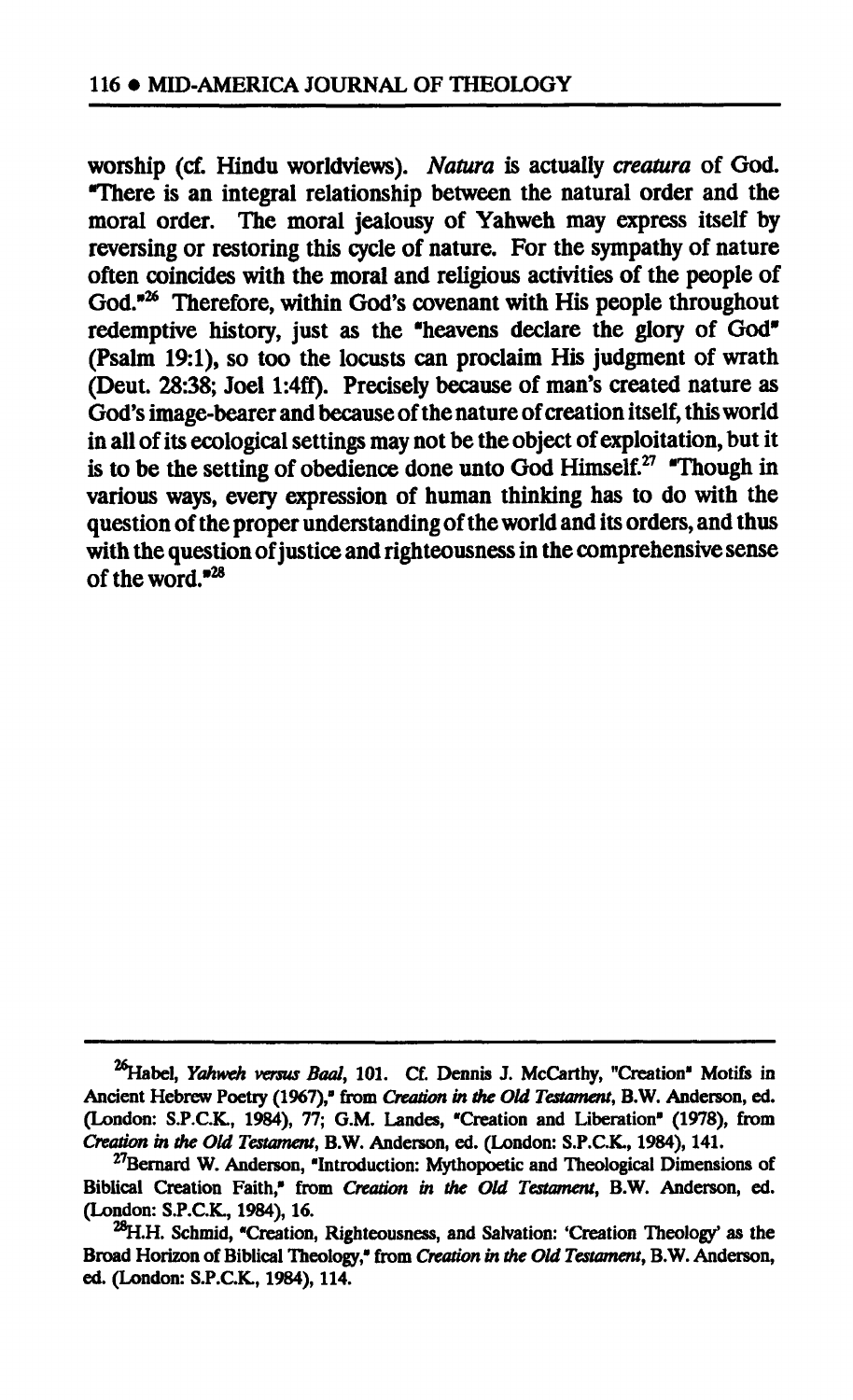worship (cf. Hindu worldviews). *Natura* is actually *creatura* of God. "There is an integral relationship between the natural order and the moral order. The moral jealousy of Yahweh may express itself by reversing or restoring this cycle of nature. For the sympathy of nature often coincides with the moral and religious activities of the people of God."[26] Therefore, within God's covenant with His people throughout redemptive history, just as the "heavens declare the glory of God" (Psalm 19:1), so too the locusts can proclaim His judgment of wrath (Deut. 28:38; Joel 1:4ff). Precisely because of man's created nature as God's image-bearer and because of the nature of creation itself, this world in all of its ecological settings may not be the object of exploitation, but it is to be the setting of obedience done unto God Himself.[27] "Though in various ways, every expression of human thinking has to do with the question of the proper understanding of the world and its orders, and thus with the question of justice and righteousness in the comprehensive sense of the word."[28]

---

[26]Habel, *Yahweh versus Baal*, 101. Cf. Dennis J. McCarthy, "Creation" Motifs in Ancient Hebrew Poetry (1967)," from *Creation in the Old Testament*, B.W. Anderson, ed. (London: S.P.C.K., 1984), 77; G.M. Landes, "Creation and Liberation" (1978), from *Creation in the Old Testament*, B.W. Anderson, ed. (London: S.P.C.K., 1984), 141.

[27]Bernard W. Anderson, "Introduction: Mythopoetic and Theological Dimensions of Biblical Creation Faith," from *Creation in the Old Testament*, B.W. Anderson, ed. (London: S.P.C.K., 1984), 16.

[28]H.H. Schmid, "Creation, Righteousness, and Salvation: 'Creation Theology' as the Broad Horizon of Biblical Theology," from *Creation in the Old Testament*, B.W. Anderson, ed. (London: S.P.C.K., 1984), 114.